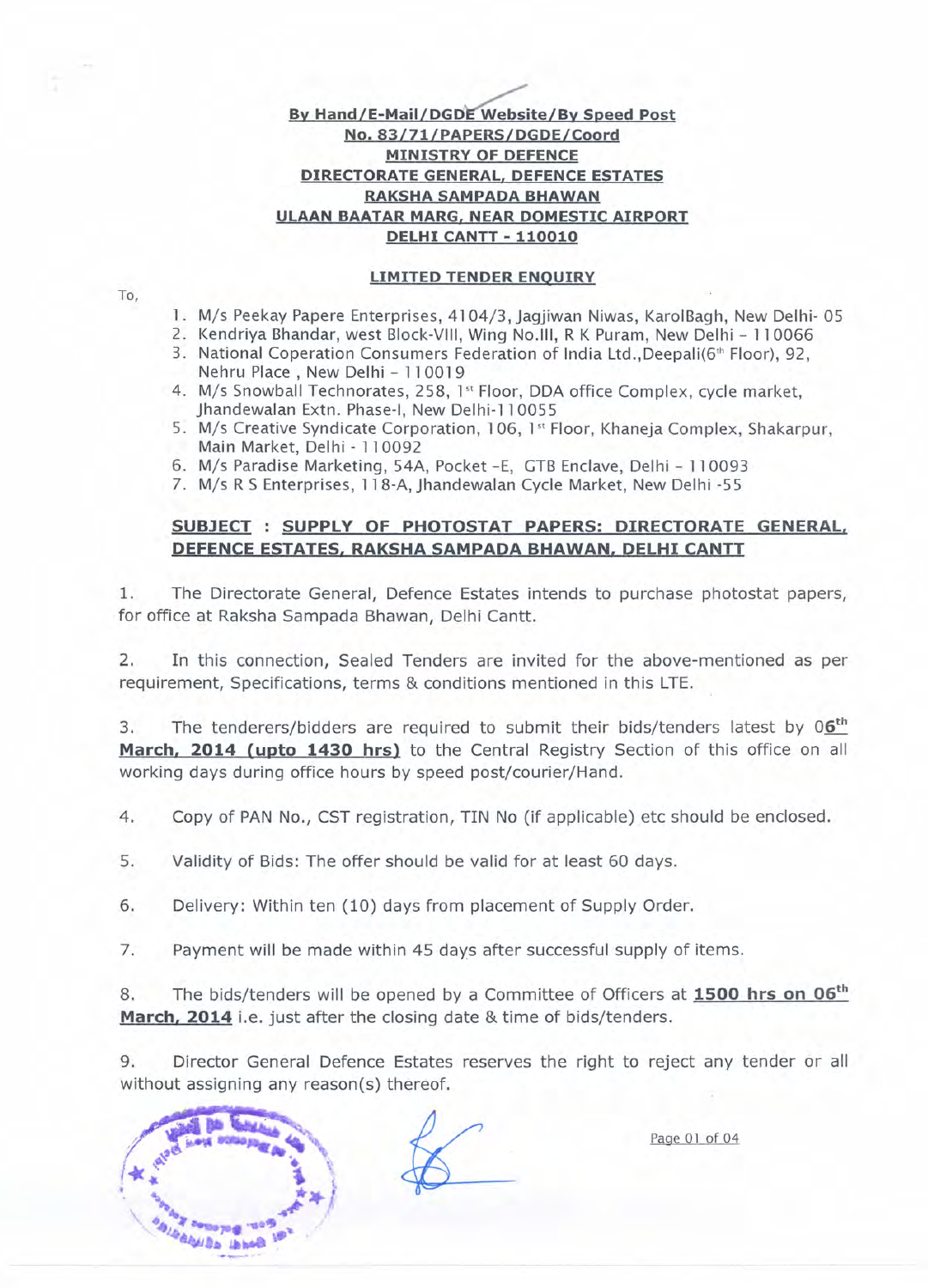**By Hand/E-Mail/DGDE Website/By Speed Post**
**No. 83/71/PAPERS/DGDE/Coord**
**MINISTRY OF DEFENCE**
**DIRECTORATE GENERAL, DEFENCE ESTATES**
**RAKSHA SAMPADA BHAWAN**
**ULAAN BAATAR MARG, NEAR DOMESTIC AIRPORT**
**DELHI CANTT - 110010**

**LIMITED TENDER ENQUIRY**

To,

1. M/s Peekay Papere Enterprises, 4104/3, Jagjiwan Niwas, KarolBagh, New Delhi- 05
2. Kendriya Bhandar, west Block-VIII, Wing No.III, R K Puram, New Delhi – 110066
3. National Coperation Consumers Federation of India Ltd.,Deepali(6th Floor), 92, Nehru Place , New Delhi – 110019
4. M/s Snowball Technorates, 258, 1st Floor, DDA office Complex, cycle market, Jhandewalan Extn. Phase-I, New Delhi-110055
5. M/s Creative Syndicate Corporation, 106, 1st Floor, Khaneja Complex, Shakarpur, Main Market, Delhi - 110092
6. M/s Paradise Marketing, 54A, Pocket –E, GTB Enclave, Delhi – 110093
7. M/s R S Enterprises, 118-A, Jhandewalan Cycle Market, New Delhi -55

**SUBJECT : SUPPLY OF PHOTOSTAT PAPERS: DIRECTORATE GENERAL, DEFENCE ESTATES, RAKSHA SAMPADA BHAWAN, DELHI CANTT**

1. The Directorate General, Defence Estates intends to purchase photostat papers, for office at Raksha Sampada Bhawan, Delhi Cantt.

2. In this connection, Sealed Tenders are invited for the above-mentioned as per requirement, Specifications, terms & conditions mentioned in this LTE.

3. The tenderers/bidders are required to submit their bids/tenders latest by **06th March, 2014 (upto 1430 hrs)** to the Central Registry Section of this office on all working days during office hours by speed post/courier/Hand.

4. Copy of PAN No., CST registration, TIN No (if applicable) etc should be enclosed.

5. Validity of Bids: The offer should be valid for at least 60 days.

6. Delivery: Within ten (10) days from placement of Supply Order.

7. Payment will be made within 45 days after successful supply of items.

8. The bids/tenders will be opened by a Committee of Officers at **1500 hrs on 06th March, 2014** i.e. just after the closing date & time of bids/tenders.

9. Director General Defence Estates reserves the right to reject any tender or all without assigning any reason(s) thereof.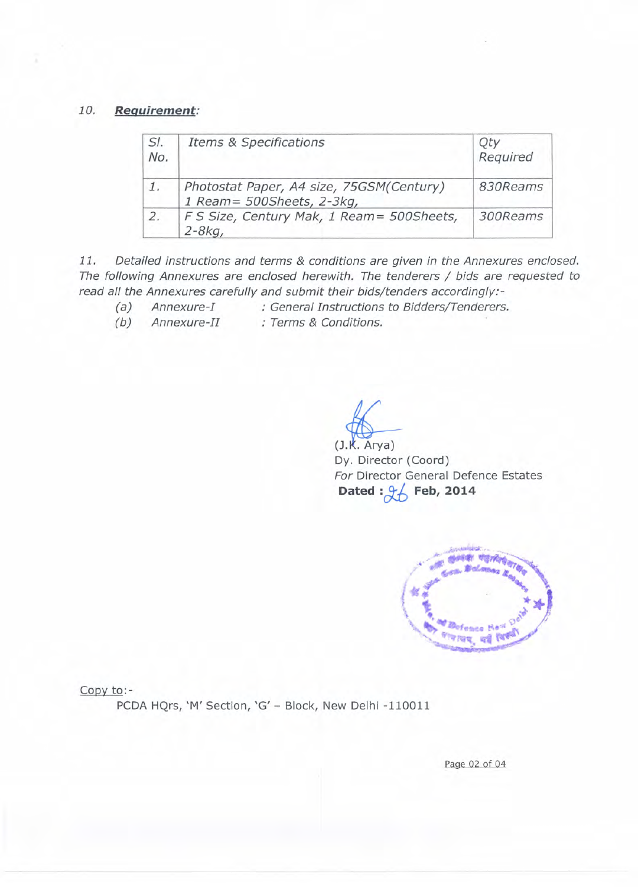10. ***Requirement:***

| Sl. No. | Items & Specifications | Qty Required |
|---|---|---|
| 1. | Photostat Paper, A4 size, 75GSM(Century) 1 Ream= 500Sheets, 2-3kg, | 830Reams |
| 2. | F S Size, Century Mak, 1 Ream= 500Sheets, 2-8kg, | 300Reams |

11. *Detailed instructions and terms & conditions are given in the Annexures enclosed. The following Annexures are enclosed herewith. The tenderers / bids are requested to read all the Annexures carefully and submit their bids/tenders accordingly:-*

- *(a) Annexure-I : General Instructions to Bidders/Tenderers.*
- *(b) Annexure-II : Terms & Conditions.*

(J.K. Arya)
Dy. Director (Coord)
*For* Director General Defence Estates
**Dated : 26 Feb, 2014**

Copy to:-

PCDA HQrs, 'M' Section, 'G' – Block, New Delhi -110011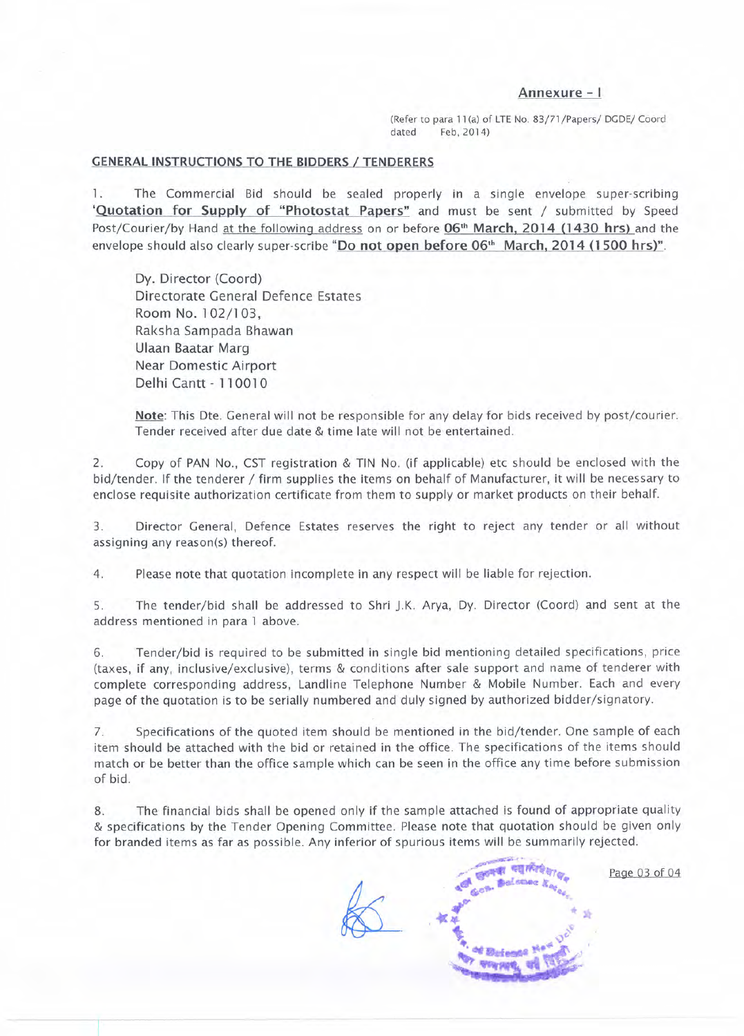## Annexure - I

(Refer to para 11(a) of LTE No. 83/71/Papers/ DGDE/ Coord dated Feb, 2014)

### GENERAL INSTRUCTIONS TO THE BIDDERS / TENDERERS

1. The Commercial Bid should be sealed properly in a single envelope super-scribing **'Quotation for Supply of "Photostat Papers"** and must be sent / submitted by Speed Post/Courier/by Hand at the following address on or before **06th March, 2014 (1430 hrs)** and the envelope should also clearly super-scribe **"Do not open before 06th March, 2014 (1500 hrs)"**.

   Dy. Director (Coord)
   Directorate General Defence Estates
   Room No. 102/103,
   Raksha Sampada Bhawan
   Ulaan Baatar Marg
   Near Domestic Airport
   Delhi Cantt - 110010

   **Note**: This Dte. General will not be responsible for any delay for bids received by post/courier. Tender received after due date & time late will not be entertained.

2. Copy of PAN No., CST registration & TIN No. (if applicable) etc should be enclosed with the bid/tender. If the tenderer / firm supplies the items on behalf of Manufacturer, it will be necessary to enclose requisite authorization certificate from them to supply or market products on their behalf.

3. Director General, Defence Estates reserves the right to reject any tender or all without assigning any reason(s) thereof.

4. Please note that quotation incomplete in any respect will be liable for rejection.

5. The tender/bid shall be addressed to Shri J.K. Arya, Dy. Director (Coord) and sent at the address mentioned in para 1 above.

6. Tender/bid is required to be submitted in single bid mentioning detailed specifications, price (taxes, if any, inclusive/exclusive), terms & conditions after sale support and name of tenderer with complete corresponding address, Landline Telephone Number & Mobile Number. Each and every page of the quotation is to be serially numbered and duly signed by authorized bidder/signatory.

7. Specifications of the quoted item should be mentioned in the bid/tender. One sample of each item should be attached with the bid or retained in the office. The specifications of the items should match or be better than the office sample which can be seen in the office any time before submission of bid.

8. The financial bids shall be opened only if the sample attached is found of appropriate quality & specifications by the Tender Opening Committee. Please note that quotation should be given only for branded items as far as possible. Any inferior of spurious items will be summarily rejected.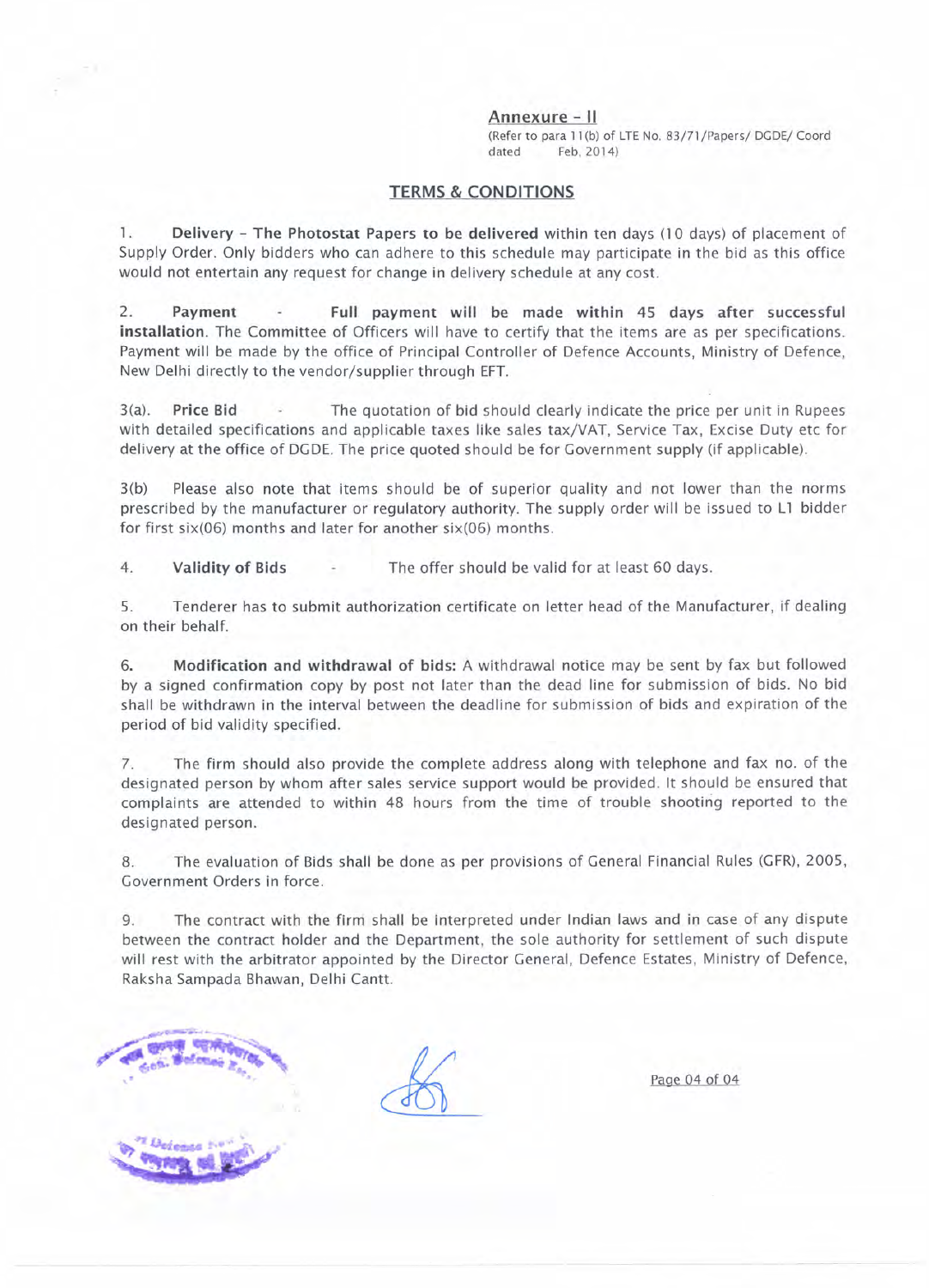## Annexure – II

(Refer to para 11(b) of LTE No. 83/71/Papers/ DGDE/ Coord dated Feb, 2014)

## TERMS & CONDITIONS

1. **Delivery – The Photostat Papers to be delivered** within ten days (10 days) of placement of Supply Order. Only bidders who can adhere to this schedule may participate in the bid as this office would not entertain any request for change in delivery schedule at any cost.

2. **Payment - Full payment will be made within 45 days after successful installation**. The Committee of Officers will have to certify that the items are as per specifications. Payment will be made by the office of Principal Controller of Defence Accounts, Ministry of Defence, New Delhi directly to the vendor/supplier through EFT.

3(a). **Price Bid** - The quotation of bid should clearly indicate the price per unit in Rupees with detailed specifications and applicable taxes like sales tax/VAT, Service Tax, Excise Duty etc for delivery at the office of DGDE. The price quoted should be for Government supply (if applicable).

3(b) Please also note that items should be of superior quality and not lower than the norms prescribed by the manufacturer or regulatory authority. The supply order will be issued to L1 bidder for first six(06) months and later for another six(06) months.

4. **Validity of Bids** - The offer should be valid for at least 60 days.

5. Tenderer has to submit authorization certificate on letter head of the Manufacturer, if dealing on their behalf.

6. **Modification and withdrawal of bids:** A withdrawal notice may be sent by fax but followed by a signed confirmation copy by post not later than the dead line for submission of bids. No bid shall be withdrawn in the interval between the deadline for submission of bids and expiration of the period of bid validity specified.

7. The firm should also provide the complete address along with telephone and fax no. of the designated person by whom after sales service support would be provided. It should be ensured that complaints are attended to within 48 hours from the time of trouble shooting reported to the designated person.

8. The evaluation of Bids shall be done as per provisions of General Financial Rules (GFR), 2005, Government Orders in force.

9. The contract with the firm shall be interpreted under Indian laws and in case of any dispute between the contract holder and the Department, the sole authority for settlement of such dispute will rest with the arbitrator appointed by the Director General, Defence Estates, Ministry of Defence, Raksha Sampada Bhawan, Delhi Cantt.